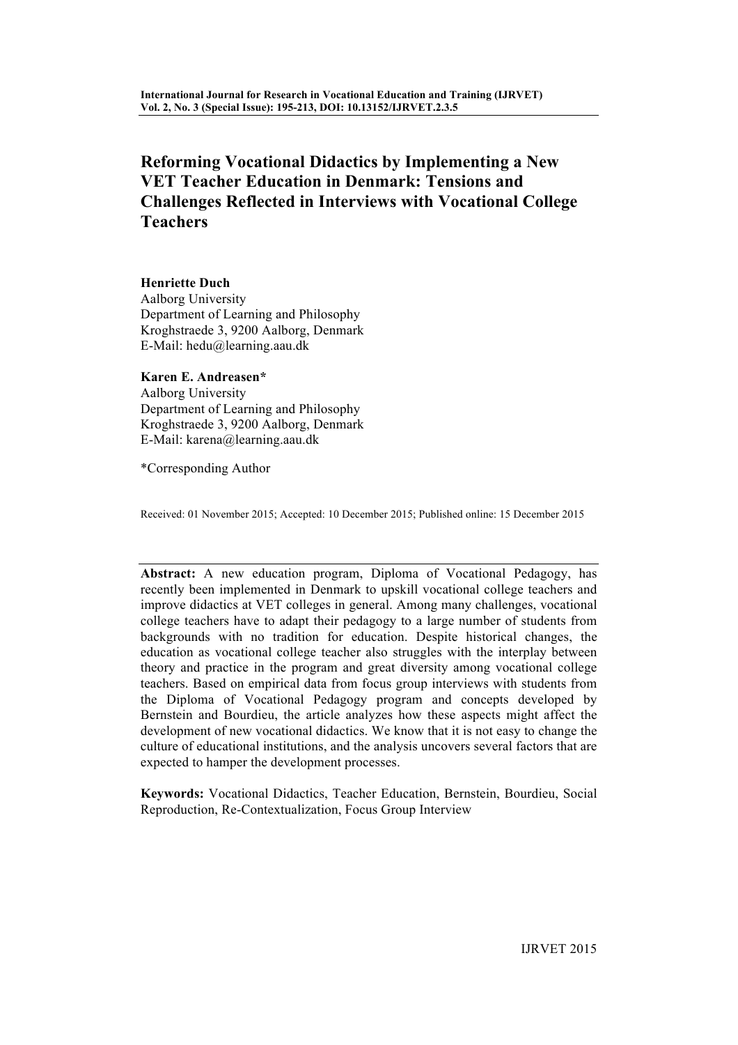# Reforming Vocational Didactics by Implementing a New VET Teacher Education in Denmark: Tensions and Challenges Reflected in Interviews with Vocational College Teachers

**Henriette Duch**
Aalborg University
Department of Learning and Philosophy
Kroghstraede 3, 9200 Aalborg, Denmark
E-Mail: hedu@learning.aau.dk

**Karen E. Andreasen***
Aalborg University
Department of Learning and Philosophy
Kroghstraede 3, 9200 Aalborg, Denmark
E-Mail: karena@learning.aau.dk

*Corresponding Author

Received: 01 November 2015; Accepted: 10 December 2015; Published online: 15 December 2015

**Abstract:** A new education program, Diploma of Vocational Pedagogy, has recently been implemented in Denmark to upskill vocational college teachers and improve didactics at VET colleges in general. Among many challenges, vocational college teachers have to adapt their pedagogy to a large number of students from backgrounds with no tradition for education. Despite historical changes, the education as vocational college teacher also struggles with the interplay between theory and practice in the program and great diversity among vocational college teachers. Based on empirical data from focus group interviews with students from the Diploma of Vocational Pedagogy program and concepts developed by Bernstein and Bourdieu, the article analyzes how these aspects might affect the development of new vocational didactics. We know that it is not easy to change the culture of educational institutions, and the analysis uncovers several factors that are expected to hamper the development processes.

**Keywords:** Vocational Didactics, Teacher Education, Bernstein, Bourdieu, Social Reproduction, Re-Contextualization, Focus Group Interview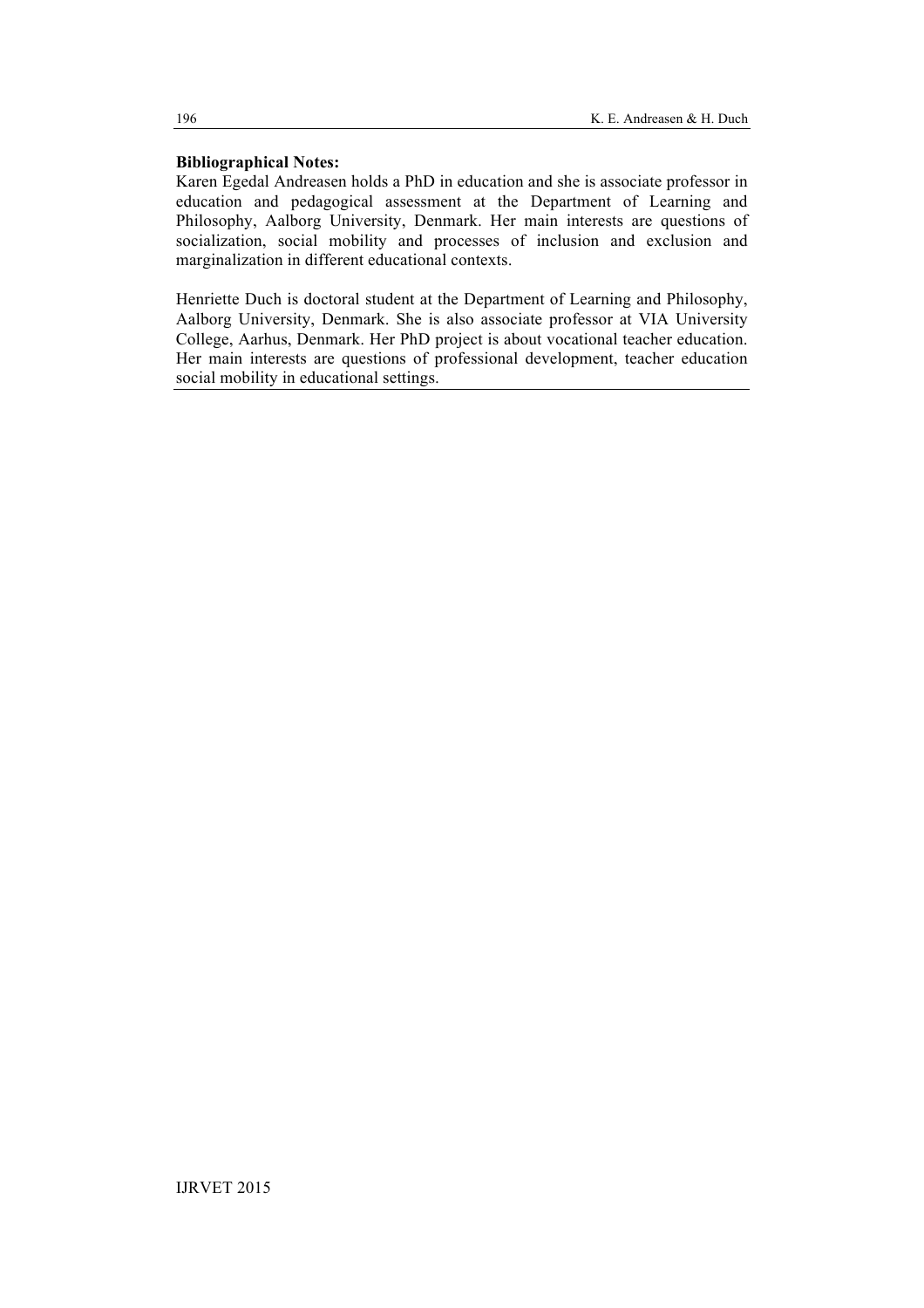**Bibliographical Notes:**

Karen Egedal Andreasen holds a PhD in education and she is associate professor in education and pedagogical assessment at the Department of Learning and Philosophy, Aalborg University, Denmark. Her main interests are questions of socialization, social mobility and processes of inclusion and exclusion and marginalization in different educational contexts.

Henriette Duch is doctoral student at the Department of Learning and Philosophy, Aalborg University, Denmark. She is also associate professor at VIA University College, Aarhus, Denmark. Her PhD project is about vocational teacher education. Her main interests are questions of professional development, teacher education social mobility in educational settings.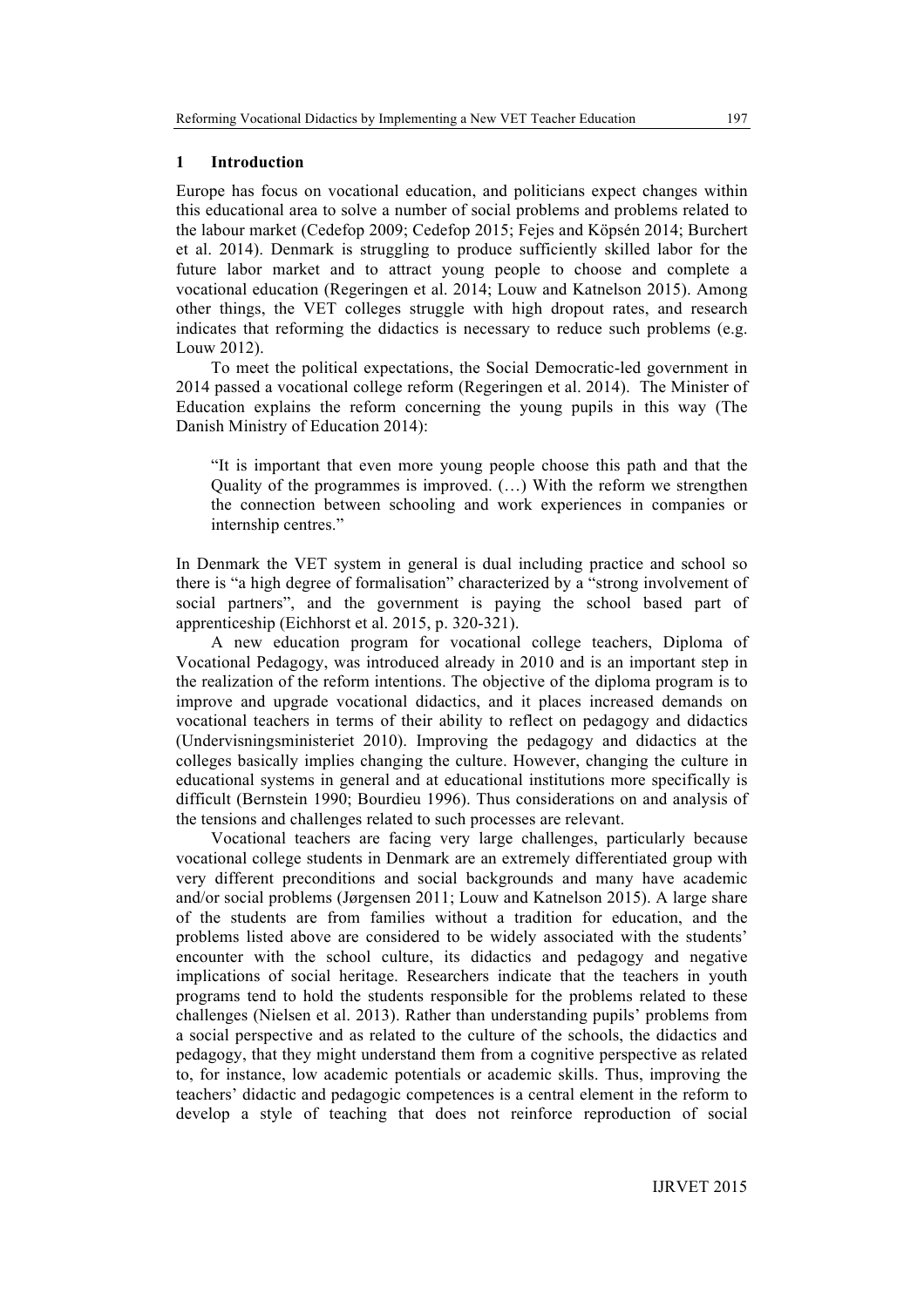## 1 Introduction

Europe has focus on vocational education, and politicians expect changes within this educational area to solve a number of social problems and problems related to the labour market (Cedefop 2009; Cedefop 2015; Fejes and Köpsén 2014; Burchert et al. 2014). Denmark is struggling to produce sufficiently skilled labor for the future labor market and to attract young people to choose and complete a vocational education (Regeringen et al. 2014; Louw and Katnelson 2015). Among other things, the VET colleges struggle with high dropout rates, and research indicates that reforming the didactics is necessary to reduce such problems (e.g. Louw 2012).

To meet the political expectations, the Social Democratic-led government in 2014 passed a vocational college reform (Regeringen et al. 2014). The Minister of Education explains the reform concerning the young pupils in this way (The Danish Ministry of Education 2014):

> "It is important that even more young people choose this path and that the Quality of the programmes is improved. (…) With the reform we strengthen the connection between schooling and work experiences in companies or internship centres."

In Denmark the VET system in general is dual including practice and school so there is "a high degree of formalisation" characterized by a "strong involvement of social partners", and the government is paying the school based part of apprenticeship (Eichhorst et al. 2015, p. 320-321).

A new education program for vocational college teachers, Diploma of Vocational Pedagogy, was introduced already in 2010 and is an important step in the realization of the reform intentions. The objective of the diploma program is to improve and upgrade vocational didactics, and it places increased demands on vocational teachers in terms of their ability to reflect on pedagogy and didactics (Undervisningsministeriet 2010). Improving the pedagogy and didactics at the colleges basically implies changing the culture. However, changing the culture in educational systems in general and at educational institutions more specifically is difficult (Bernstein 1990; Bourdieu 1996). Thus considerations on and analysis of the tensions and challenges related to such processes are relevant.

Vocational teachers are facing very large challenges, particularly because vocational college students in Denmark are an extremely differentiated group with very different preconditions and social backgrounds and many have academic and/or social problems (Jørgensen 2011; Louw and Katnelson 2015). A large share of the students are from families without a tradition for education, and the problems listed above are considered to be widely associated with the students' encounter with the school culture, its didactics and pedagogy and negative implications of social heritage. Researchers indicate that the teachers in youth programs tend to hold the students responsible for the problems related to these challenges (Nielsen et al. 2013). Rather than understanding pupils' problems from a social perspective and as related to the culture of the schools, the didactics and pedagogy, that they might understand them from a cognitive perspective as related to, for instance, low academic potentials or academic skills. Thus, improving the teachers' didactic and pedagogic competences is a central element in the reform to develop a style of teaching that does not reinforce reproduction of social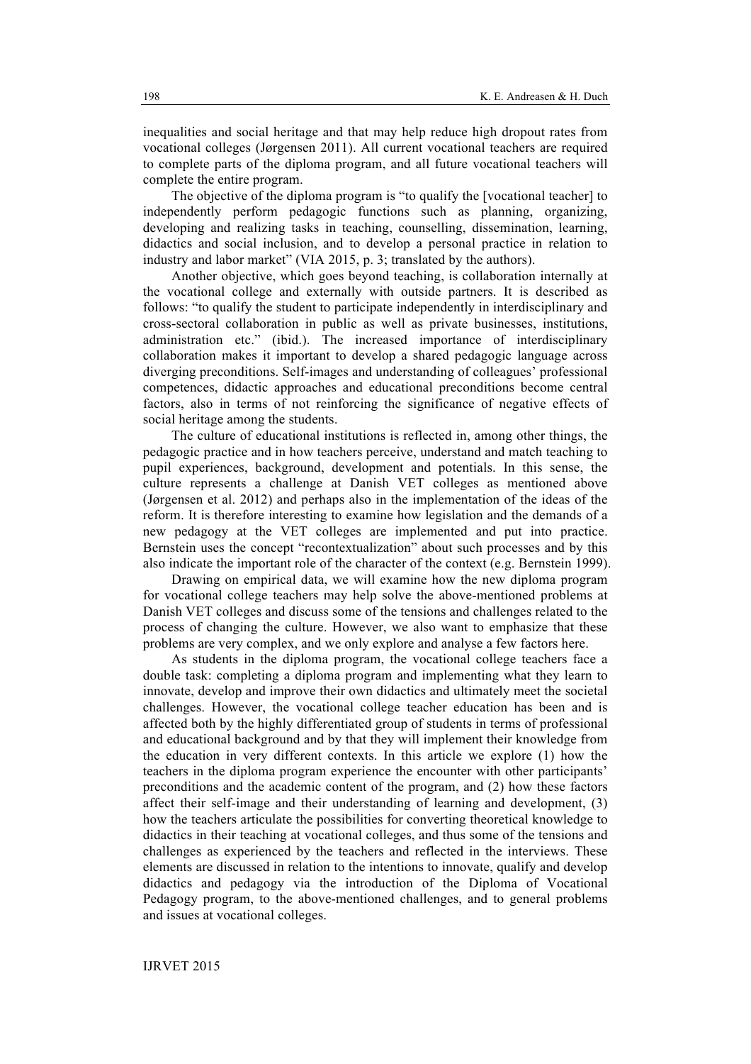inequalities and social heritage and that may help reduce high dropout rates from vocational colleges (Jørgensen 2011). All current vocational teachers are required to complete parts of the diploma program, and all future vocational teachers will complete the entire program.

The objective of the diploma program is "to qualify the [vocational teacher] to independently perform pedagogic functions such as planning, organizing, developing and realizing tasks in teaching, counselling, dissemination, learning, didactics and social inclusion, and to develop a personal practice in relation to industry and labor market" (VIA 2015, p. 3; translated by the authors).

Another objective, which goes beyond teaching, is collaboration internally at the vocational college and externally with outside partners. It is described as follows: "to qualify the student to participate independently in interdisciplinary and cross-sectoral collaboration in public as well as private businesses, institutions, administration etc." (ibid.). The increased importance of interdisciplinary collaboration makes it important to develop a shared pedagogic language across diverging preconditions. Self-images and understanding of colleagues' professional competences, didactic approaches and educational preconditions become central factors, also in terms of not reinforcing the significance of negative effects of social heritage among the students.

The culture of educational institutions is reflected in, among other things, the pedagogic practice and in how teachers perceive, understand and match teaching to pupil experiences, background, development and potentials. In this sense, the culture represents a challenge at Danish VET colleges as mentioned above (Jørgensen et al. 2012) and perhaps also in the implementation of the ideas of the reform. It is therefore interesting to examine how legislation and the demands of a new pedagogy at the VET colleges are implemented and put into practice. Bernstein uses the concept "recontextualization" about such processes and by this also indicate the important role of the character of the context (e.g. Bernstein 1999).

Drawing on empirical data, we will examine how the new diploma program for vocational college teachers may help solve the above-mentioned problems at Danish VET colleges and discuss some of the tensions and challenges related to the process of changing the culture. However, we also want to emphasize that these problems are very complex, and we only explore and analyse a few factors here.

As students in the diploma program, the vocational college teachers face a double task: completing a diploma program and implementing what they learn to innovate, develop and improve their own didactics and ultimately meet the societal challenges. However, the vocational college teacher education has been and is affected both by the highly differentiated group of students in terms of professional and educational background and by that they will implement their knowledge from the education in very different contexts. In this article we explore (1) how the teachers in the diploma program experience the encounter with other participants' preconditions and the academic content of the program, and (2) how these factors affect their self-image and their understanding of learning and development, (3) how the teachers articulate the possibilities for converting theoretical knowledge to didactics in their teaching at vocational colleges, and thus some of the tensions and challenges as experienced by the teachers and reflected in the interviews. These elements are discussed in relation to the intentions to innovate, qualify and develop didactics and pedagogy via the introduction of the Diploma of Vocational Pedagogy program, to the above-mentioned challenges, and to general problems and issues at vocational colleges.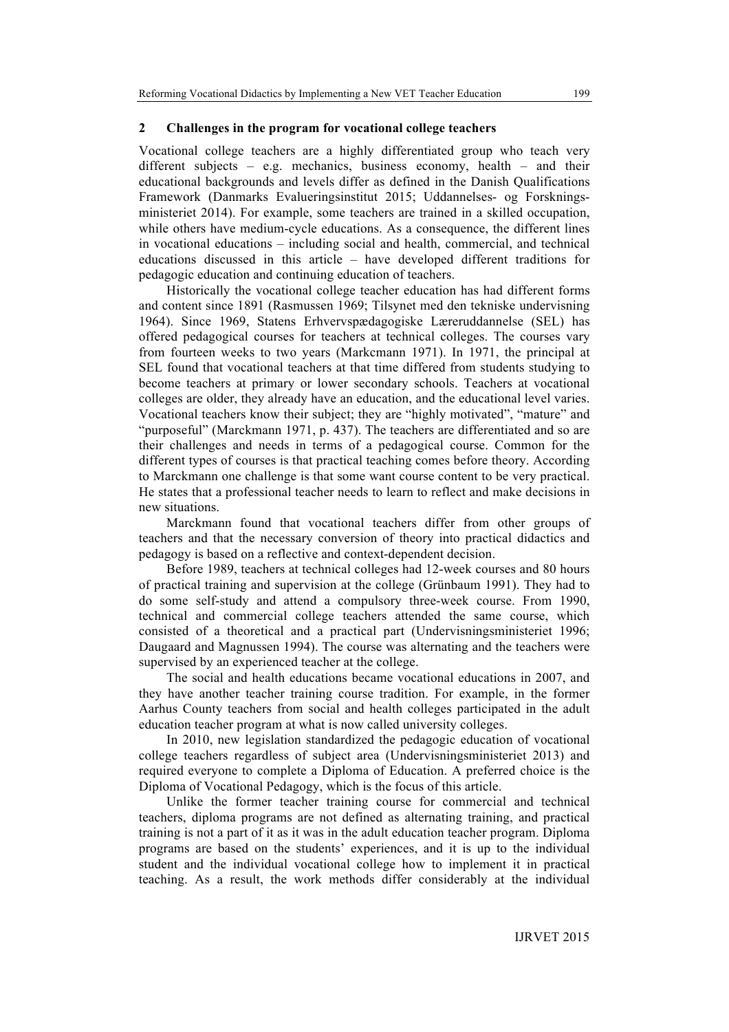## 2 Challenges in the program for vocational college teachers

Vocational college teachers are a highly differentiated group who teach very different subjects – e.g. mechanics, business economy, health – and their educational backgrounds and levels differ as defined in the Danish Qualifications Framework (Danmarks Evalueringsinstitut 2015; Uddannelses- og Forskningsministeriet 2014). For example, some teachers are trained in a skilled occupation, while others have medium-cycle educations. As a consequence, the different lines in vocational educations – including social and health, commercial, and technical educations discussed in this article – have developed different traditions for pedagogic education and continuing education of teachers.

Historically the vocational college teacher education has had different forms and content since 1891 (Rasmussen 1969; Tilsynet med den tekniske undervisning 1964). Since 1969, Statens Erhvervspædagogiske Læreruddannelse (SEL) has offered pedagogical courses for teachers at technical colleges. The courses vary from fourteen weeks to two years (Markcmann 1971). In 1971, the principal at SEL found that vocational teachers at that time differed from students studying to become teachers at primary or lower secondary schools. Teachers at vocational colleges are older, they already have an education, and the educational level varies. Vocational teachers know their subject; they are "highly motivated", "mature" and "purposeful" (Marckmann 1971, p. 437). The teachers are differentiated and so are their challenges and needs in terms of a pedagogical course. Common for the different types of courses is that practical teaching comes before theory. According to Marckmann one challenge is that some want course content to be very practical. He states that a professional teacher needs to learn to reflect and make decisions in new situations.

Marckmann found that vocational teachers differ from other groups of teachers and that the necessary conversion of theory into practical didactics and pedagogy is based on a reflective and context-dependent decision.

Before 1989, teachers at technical colleges had 12-week courses and 80 hours of practical training and supervision at the college (Grünbaum 1991). They had to do some self-study and attend a compulsory three-week course. From 1990, technical and commercial college teachers attended the same course, which consisted of a theoretical and a practical part (Undervisningsministeriet 1996; Daugaard and Magnussen 1994). The course was alternating and the teachers were supervised by an experienced teacher at the college.

The social and health educations became vocational educations in 2007, and they have another teacher training course tradition. For example, in the former Aarhus County teachers from social and health colleges participated in the adult education teacher program at what is now called university colleges.

In 2010, new legislation standardized the pedagogic education of vocational college teachers regardless of subject area (Undervisningsministeriet 2013) and required everyone to complete a Diploma of Education. A preferred choice is the Diploma of Vocational Pedagogy, which is the focus of this article.

Unlike the former teacher training course for commercial and technical teachers, diploma programs are not defined as alternating training, and practical training is not a part of it as it was in the adult education teacher program. Diploma programs are based on the students' experiences, and it is up to the individual student and the individual vocational college how to implement it in practical teaching. As a result, the work methods differ considerably at the individual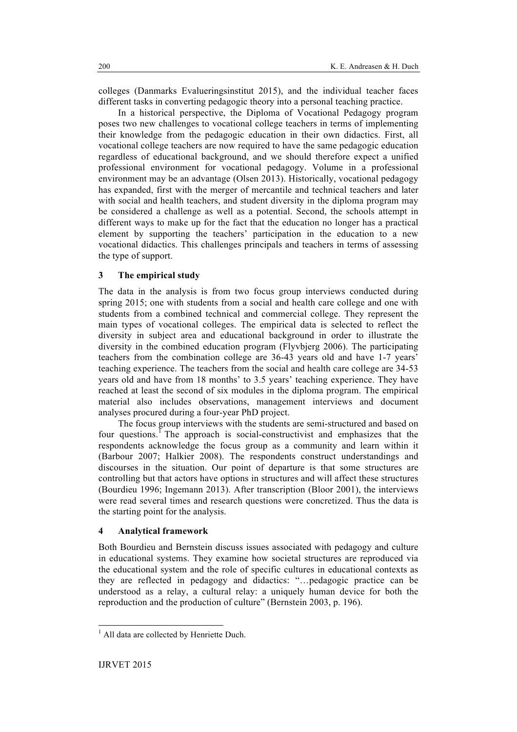colleges (Danmarks Evalueringsinstitut 2015), and the individual teacher faces different tasks in converting pedagogic theory into a personal teaching practice.

In a historical perspective, the Diploma of Vocational Pedagogy program poses two new challenges to vocational college teachers in terms of implementing their knowledge from the pedagogic education in their own didactics. First, all vocational college teachers are now required to have the same pedagogic education regardless of educational background, and we should therefore expect a unified professional environment for vocational pedagogy. Volume in a professional environment may be an advantage (Olsen 2013). Historically, vocational pedagogy has expanded, first with the merger of mercantile and technical teachers and later with social and health teachers, and student diversity in the diploma program may be considered a challenge as well as a potential. Second, the schools attempt in different ways to make up for the fact that the education no longer has a practical element by supporting the teachers' participation in the education to a new vocational didactics. This challenges principals and teachers in terms of assessing the type of support.

## 3 The empirical study

The data in the analysis is from two focus group interviews conducted during spring 2015; one with students from a social and health care college and one with students from a combined technical and commercial college. They represent the main types of vocational colleges. The empirical data is selected to reflect the diversity in subject area and educational background in order to illustrate the diversity in the combined education program (Flyvbjerg 2006). The participating teachers from the combination college are 36-43 years old and have 1-7 years' teaching experience. The teachers from the social and health care college are 34-53 years old and have from 18 months' to 3.5 years' teaching experience. They have reached at least the second of six modules in the diploma program. The empirical material also includes observations, management interviews and document analyses procured during a four-year PhD project.

The focus group interviews with the students are semi-structured and based on four questions.[1] The approach is social-constructivist and emphasizes that the respondents acknowledge the focus group as a community and learn within it (Barbour 2007; Halkier 2008). The respondents construct understandings and discourses in the situation. Our point of departure is that some structures are controlling but that actors have options in structures and will affect these structures (Bourdieu 1996; Ingemann 2013). After transcription (Bloor 2001), the interviews were read several times and research questions were concretized. Thus the data is the starting point for the analysis.

## 4 Analytical framework

Both Bourdieu and Bernstein discuss issues associated with pedagogy and culture in educational systems. They examine how societal structures are reproduced via the educational system and the role of specific cultures in educational contexts as they are reflected in pedagogy and didactics: "…pedagogic practice can be understood as a relay, a cultural relay: a uniquely human device for both the reproduction and the production of culture" (Bernstein 2003, p. 196).

[1] All data are collected by Henriette Duch.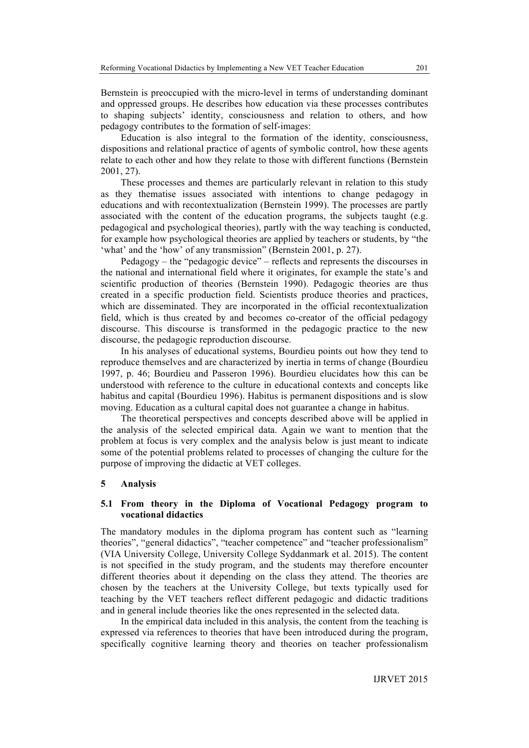Bernstein is preoccupied with the micro-level in terms of understanding dominant and oppressed groups. He describes how education via these processes contributes to shaping subjects' identity, consciousness and relation to others, and how pedagogy contributes to the formation of self-images:

Education is also integral to the formation of the identity, consciousness, dispositions and relational practice of agents of symbolic control, how these agents relate to each other and how they relate to those with different functions (Bernstein 2001, 27).

These processes and themes are particularly relevant in relation to this study as they thematise issues associated with intentions to change pedagogy in educations and with recontextualization (Bernstein 1999). The processes are partly associated with the content of the education programs, the subjects taught (e.g. pedagogical and psychological theories), partly with the way teaching is conducted, for example how psychological theories are applied by teachers or students, by "the 'what' and the 'how' of any transmission" (Bernstein 2001, p. 27).

Pedagogy – the "pedagogic device" – reflects and represents the discourses in the national and international field where it originates, for example the state's and scientific production of theories (Bernstein 1990). Pedagogic theories are thus created in a specific production field. Scientists produce theories and practices, which are disseminated. They are incorporated in the official recontextualization field, which is thus created by and becomes co-creator of the official pedagogy discourse. This discourse is transformed in the pedagogic practice to the new discourse, the pedagogic reproduction discourse.

In his analyses of educational systems, Bourdieu points out how they tend to reproduce themselves and are characterized by inertia in terms of change (Bourdieu 1997, p. 46; Bourdieu and Passeron 1996). Bourdieu elucidates how this can be understood with reference to the culture in educational contexts and concepts like habitus and capital (Bourdieu 1996). Habitus is permanent dispositions and is slow moving. Education as a cultural capital does not guarantee a change in habitus.

The theoretical perspectives and concepts described above will be applied in the analysis of the selected empirical data. Again we want to mention that the problem at focus is very complex and the analysis below is just meant to indicate some of the potential problems related to processes of changing the culture for the purpose of improving the didactic at VET colleges.

## 5 Analysis

### 5.1 From theory in the Diploma of Vocational Pedagogy program to vocational didactics

The mandatory modules in the diploma program has content such as "learning theories", "general didactics", "teacher competence" and "teacher professionalism" (VIA University College, University College Syddanmark et al. 2015). The content is not specified in the study program, and the students may therefore encounter different theories about it depending on the class they attend. The theories are chosen by the teachers at the University College, but texts typically used for teaching by the VET teachers reflect different pedagogic and didactic traditions and in general include theories like the ones represented in the selected data.

In the empirical data included in this analysis, the content from the teaching is expressed via references to theories that have been introduced during the program, specifically cognitive learning theory and theories on teacher professionalism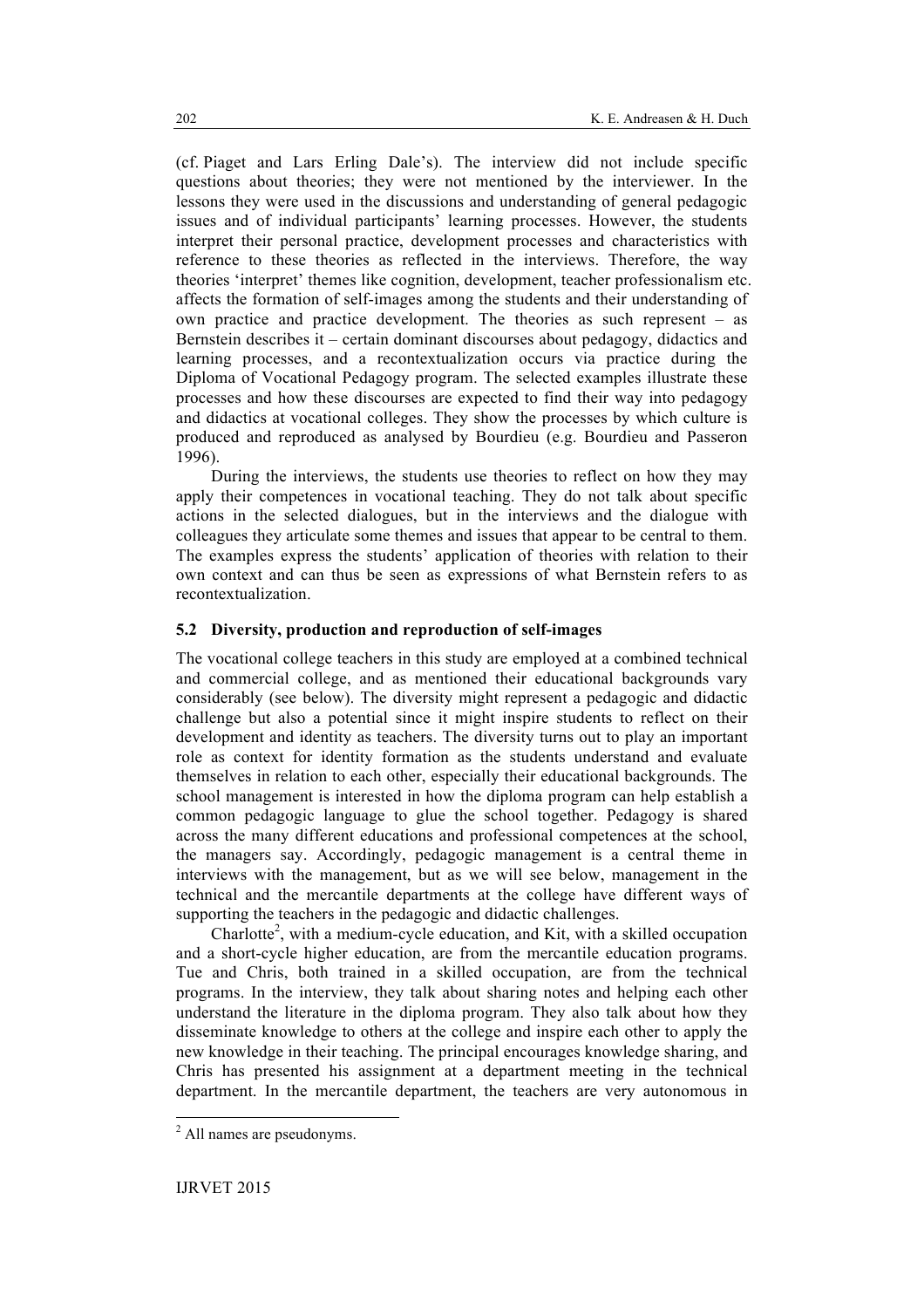(cf. Piaget and Lars Erling Dale's). The interview did not include specific questions about theories; they were not mentioned by the interviewer. In the lessons they were used in the discussions and understanding of general pedagogic issues and of individual participants' learning processes. However, the students interpret their personal practice, development processes and characteristics with reference to these theories as reflected in the interviews. Therefore, the way theories 'interpret' themes like cognition, development, teacher professionalism etc. affects the formation of self-images among the students and their understanding of own practice and practice development. The theories as such represent – as Bernstein describes it – certain dominant discourses about pedagogy, didactics and learning processes, and a recontextualization occurs via practice during the Diploma of Vocational Pedagogy program. The selected examples illustrate these processes and how these discourses are expected to find their way into pedagogy and didactics at vocational colleges. They show the processes by which culture is produced and reproduced as analysed by Bourdieu (e.g. Bourdieu and Passeron 1996).

During the interviews, the students use theories to reflect on how they may apply their competences in vocational teaching. They do not talk about specific actions in the selected dialogues, but in the interviews and the dialogue with colleagues they articulate some themes and issues that appear to be central to them. The examples express the students' application of theories with relation to their own context and can thus be seen as expressions of what Bernstein refers to as recontextualization.

### 5.2 Diversity, production and reproduction of self-images

The vocational college teachers in this study are employed at a combined technical and commercial college, and as mentioned their educational backgrounds vary considerably (see below). The diversity might represent a pedagogic and didactic challenge but also a potential since it might inspire students to reflect on their development and identity as teachers. The diversity turns out to play an important role as context for identity formation as the students understand and evaluate themselves in relation to each other, especially their educational backgrounds. The school management is interested in how the diploma program can help establish a common pedagogic language to glue the school together. Pedagogy is shared across the many different educations and professional competences at the school, the managers say. Accordingly, pedagogic management is a central theme in interviews with the management, but as we will see below, management in the technical and the mercantile departments at the college have different ways of supporting the teachers in the pedagogic and didactic challenges.

Charlotte[2], with a medium-cycle education, and Kit, with a skilled occupation and a short-cycle higher education, are from the mercantile education programs. Tue and Chris, both trained in a skilled occupation, are from the technical programs. In the interview, they talk about sharing notes and helping each other understand the literature in the diploma program. They also talk about how they disseminate knowledge to others at the college and inspire each other to apply the new knowledge in their teaching. The principal encourages knowledge sharing, and Chris has presented his assignment at a department meeting in the technical department. In the mercantile department, the teachers are very autonomous in

[2] All names are pseudonyms.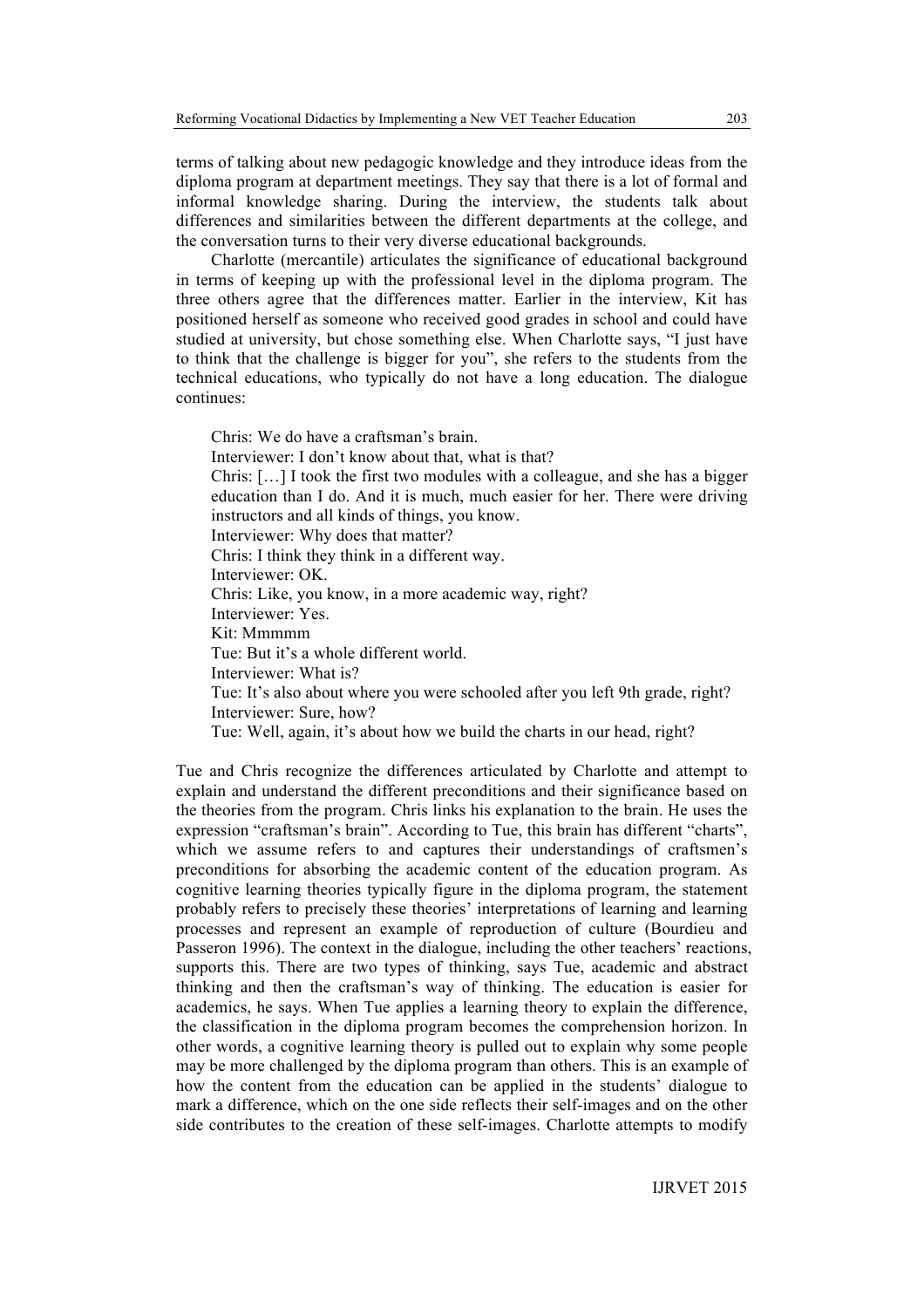terms of talking about new pedagogic knowledge and they introduce ideas from the diploma program at department meetings. They say that there is a lot of formal and informal knowledge sharing. During the interview, the students talk about differences and similarities between the different departments at the college, and the conversation turns to their very diverse educational backgrounds.

Charlotte (mercantile) articulates the significance of educational background in terms of keeping up with the professional level in the diploma program. The three others agree that the differences matter. Earlier in the interview, Kit has positioned herself as someone who received good grades in school and could have studied at university, but chose something else. When Charlotte says, "I just have to think that the challenge is bigger for you", she refers to the students from the technical educations, who typically do not have a long education. The dialogue continues:

> Chris: We do have a craftsman's brain.
> Interviewer: I don't know about that, what is that?
> Chris: […] I took the first two modules with a colleague, and she has a bigger education than I do. And it is much, much easier for her. There were driving instructors and all kinds of things, you know.
> Interviewer: Why does that matter?
> Chris: I think they think in a different way.
> Interviewer: OK.
> Chris: Like, you know, in a more academic way, right?
> Interviewer: Yes.
> Kit: Mmmmm
> Tue: But it's a whole different world.
> Interviewer: What is?
> Tue: It's also about where you were schooled after you left 9th grade, right?
> Interviewer: Sure, how?
> Tue: Well, again, it's about how we build the charts in our head, right?

Tue and Chris recognize the differences articulated by Charlotte and attempt to explain and understand the different preconditions and their significance based on the theories from the program. Chris links his explanation to the brain. He uses the expression "craftsman's brain". According to Tue, this brain has different "charts", which we assume refers to and captures their understandings of craftsmen's preconditions for absorbing the academic content of the education program. As cognitive learning theories typically figure in the diploma program, the statement probably refers to precisely these theories' interpretations of learning and learning processes and represent an example of reproduction of culture (Bourdieu and Passeron 1996). The context in the dialogue, including the other teachers' reactions, supports this. There are two types of thinking, says Tue, academic and abstract thinking and then the craftsman's way of thinking. The education is easier for academics, he says. When Tue applies a learning theory to explain the difference, the classification in the diploma program becomes the comprehension horizon. In other words, a cognitive learning theory is pulled out to explain why some people may be more challenged by the diploma program than others. This is an example of how the content from the education can be applied in the students' dialogue to mark a difference, which on the one side reflects their self-images and on the other side contributes to the creation of these self-images. Charlotte attempts to modify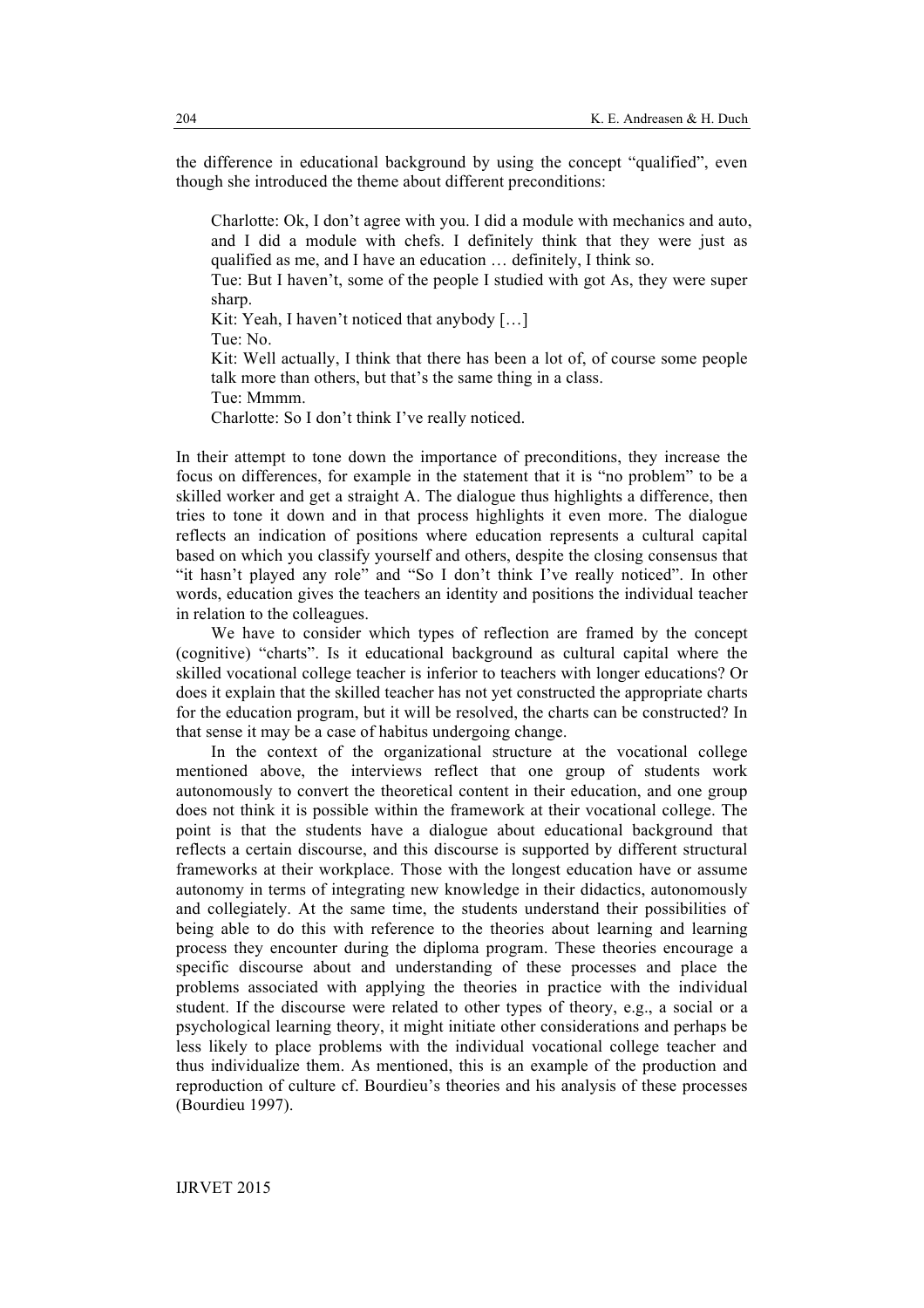the difference in educational background by using the concept "qualified", even though she introduced the theme about different preconditions:

> Charlotte: Ok, I don't agree with you. I did a module with mechanics and auto, and I did a module with chefs. I definitely think that they were just as qualified as me, and I have an education … definitely, I think so.
>
> Tue: But I haven't, some of the people I studied with got As, they were super sharp.
>
> Kit: Yeah, I haven't noticed that anybody […]
>
> Tue: No.
>
> Kit: Well actually, I think that there has been a lot of, of course some people talk more than others, but that's the same thing in a class.
>
> Tue: Mmmm.
>
> Charlotte: So I don't think I've really noticed.

In their attempt to tone down the importance of preconditions, they increase the focus on differences, for example in the statement that it is "no problem" to be a skilled worker and get a straight A. The dialogue thus highlights a difference, then tries to tone it down and in that process highlights it even more. The dialogue reflects an indication of positions where education represents a cultural capital based on which you classify yourself and others, despite the closing consensus that "it hasn't played any role" and "So I don't think I've really noticed". In other words, education gives the teachers an identity and positions the individual teacher in relation to the colleagues.

We have to consider which types of reflection are framed by the concept (cognitive) "charts". Is it educational background as cultural capital where the skilled vocational college teacher is inferior to teachers with longer educations? Or does it explain that the skilled teacher has not yet constructed the appropriate charts for the education program, but it will be resolved, the charts can be constructed? In that sense it may be a case of habitus undergoing change.

In the context of the organizational structure at the vocational college mentioned above, the interviews reflect that one group of students work autonomously to convert the theoretical content in their education, and one group does not think it is possible within the framework at their vocational college. The point is that the students have a dialogue about educational background that reflects a certain discourse, and this discourse is supported by different structural frameworks at their workplace. Those with the longest education have or assume autonomy in terms of integrating new knowledge in their didactics, autonomously and collegiately. At the same time, the students understand their possibilities of being able to do this with reference to the theories about learning and learning process they encounter during the diploma program. These theories encourage a specific discourse about and understanding of these processes and place the problems associated with applying the theories in practice with the individual student. If the discourse were related to other types of theory, e.g., a social or a psychological learning theory, it might initiate other considerations and perhaps be less likely to place problems with the individual vocational college teacher and thus individualize them. As mentioned, this is an example of the production and reproduction of culture cf. Bourdieu's theories and his analysis of these processes (Bourdieu 1997).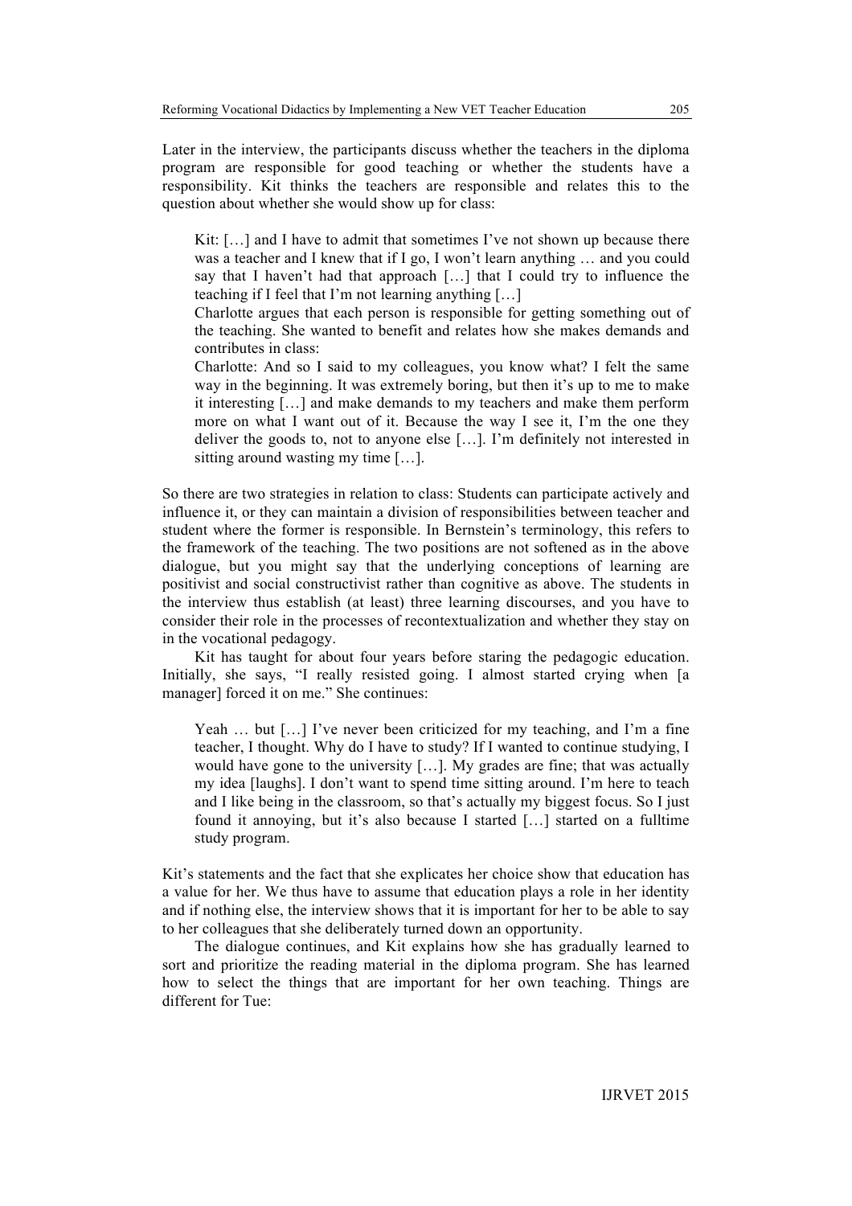Later in the interview, the participants discuss whether the teachers in the diploma program are responsible for good teaching or whether the students have a responsibility. Kit thinks the teachers are responsible and relates this to the question about whether she would show up for class:

> Kit: […] and I have to admit that sometimes I've not shown up because there was a teacher and I knew that if I go, I won't learn anything … and you could say that I haven't had that approach […] that I could try to influence the teaching if I feel that I'm not learning anything […]
>
> Charlotte argues that each person is responsible for getting something out of the teaching. She wanted to benefit and relates how she makes demands and contributes in class:
>
> Charlotte: And so I said to my colleagues, you know what? I felt the same way in the beginning. It was extremely boring, but then it's up to me to make it interesting […] and make demands to my teachers and make them perform more on what I want out of it. Because the way I see it, I'm the one they deliver the goods to, not to anyone else […]. I'm definitely not interested in sitting around wasting my time […].

So there are two strategies in relation to class: Students can participate actively and influence it, or they can maintain a division of responsibilities between teacher and student where the former is responsible. In Bernstein's terminology, this refers to the framework of the teaching. The two positions are not softened as in the above dialogue, but you might say that the underlying conceptions of learning are positivist and social constructivist rather than cognitive as above. The students in the interview thus establish (at least) three learning discourses, and you have to consider their role in the processes of recontextualization and whether they stay on in the vocational pedagogy.

Kit has taught for about four years before staring the pedagogic education. Initially, she says, "I really resisted going. I almost started crying when [a manager] forced it on me." She continues:

> Yeah … but […] I've never been criticized for my teaching, and I'm a fine teacher, I thought. Why do I have to study? If I wanted to continue studying, I would have gone to the university […]. My grades are fine; that was actually my idea [laughs]. I don't want to spend time sitting around. I'm here to teach and I like being in the classroom, so that's actually my biggest focus. So I just found it annoying, but it's also because I started […] started on a fulltime study program.

Kit's statements and the fact that she explicates her choice show that education has a value for her. We thus have to assume that education plays a role in her identity and if nothing else, the interview shows that it is important for her to be able to say to her colleagues that she deliberately turned down an opportunity.

The dialogue continues, and Kit explains how she has gradually learned to sort and prioritize the reading material in the diploma program. She has learned how to select the things that are important for her own teaching. Things are different for Tue: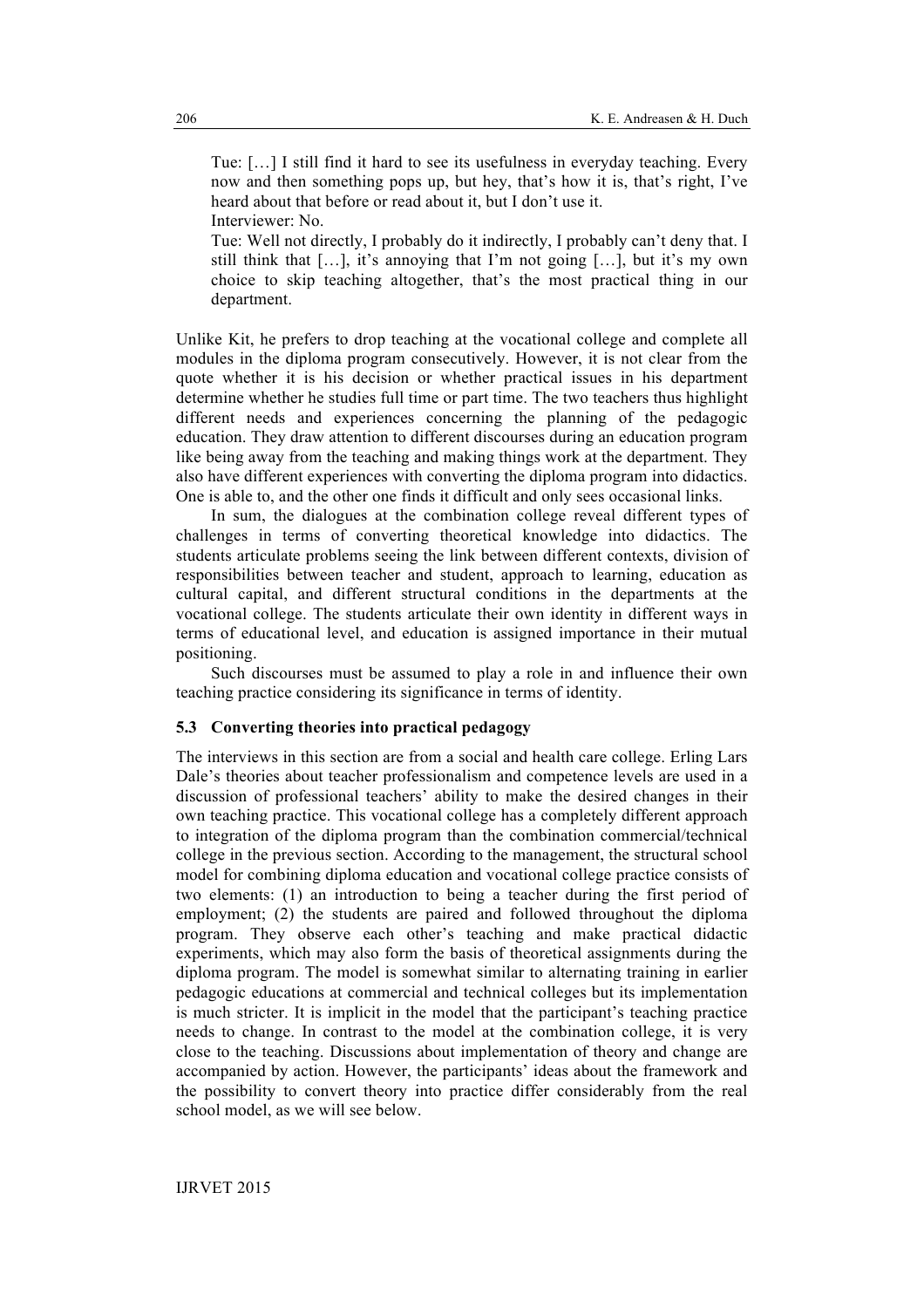> Tue: […] I still find it hard to see its usefulness in everyday teaching. Every now and then something pops up, but hey, that's how it is, that's right, I've heard about that before or read about it, but I don't use it.
>
> Interviewer: No.
>
> Tue: Well not directly, I probably do it indirectly, I probably can't deny that. I still think that […], it's annoying that I'm not going […], but it's my own choice to skip teaching altogether, that's the most practical thing in our department.

Unlike Kit, he prefers to drop teaching at the vocational college and complete all modules in the diploma program consecutively. However, it is not clear from the quote whether it is his decision or whether practical issues in his department determine whether he studies full time or part time. The two teachers thus highlight different needs and experiences concerning the planning of the pedagogic education. They draw attention to different discourses during an education program like being away from the teaching and making things work at the department. They also have different experiences with converting the diploma program into didactics. One is able to, and the other one finds it difficult and only sees occasional links.

In sum, the dialogues at the combination college reveal different types of challenges in terms of converting theoretical knowledge into didactics. The students articulate problems seeing the link between different contexts, division of responsibilities between teacher and student, approach to learning, education as cultural capital, and different structural conditions in the departments at the vocational college. The students articulate their own identity in different ways in terms of educational level, and education is assigned importance in their mutual positioning.

Such discourses must be assumed to play a role in and influence their own teaching practice considering its significance in terms of identity.

### 5.3 Converting theories into practical pedagogy

The interviews in this section are from a social and health care college. Erling Lars Dale's theories about teacher professionalism and competence levels are used in a discussion of professional teachers' ability to make the desired changes in their own teaching practice. This vocational college has a completely different approach to integration of the diploma program than the combination commercial/technical college in the previous section. According to the management, the structural school model for combining diploma education and vocational college practice consists of two elements: (1) an introduction to being a teacher during the first period of employment; (2) the students are paired and followed throughout the diploma program. They observe each other's teaching and make practical didactic experiments, which may also form the basis of theoretical assignments during the diploma program. The model is somewhat similar to alternating training in earlier pedagogic educations at commercial and technical colleges but its implementation is much stricter. It is implicit in the model that the participant's teaching practice needs to change. In contrast to the model at the combination college, it is very close to the teaching. Discussions about implementation of theory and change are accompanied by action. However, the participants' ideas about the framework and the possibility to convert theory into practice differ considerably from the real school model, as we will see below.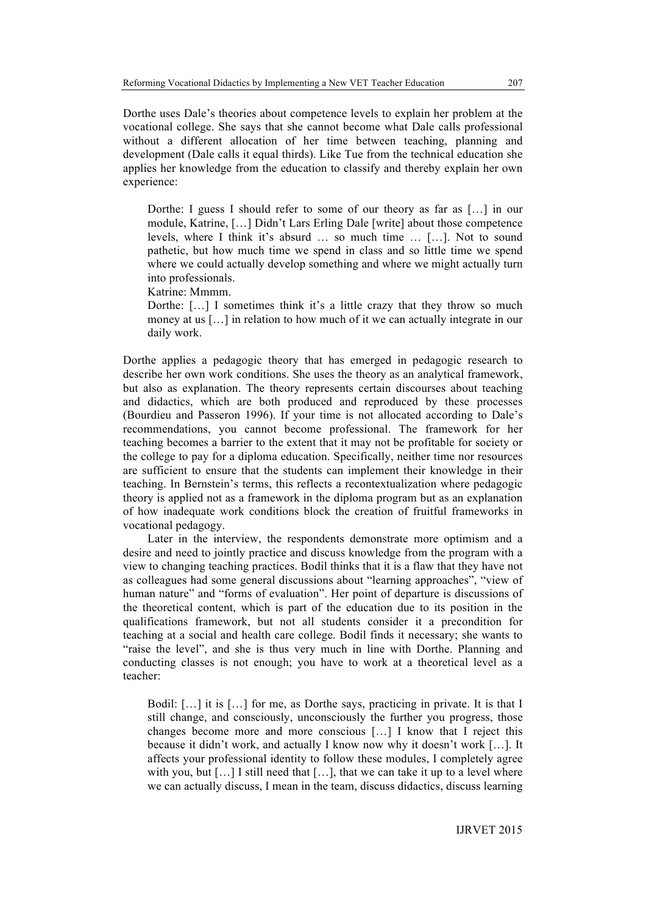Dorthe uses Dale's theories about competence levels to explain her problem at the vocational college. She says that she cannot become what Dale calls professional without a different allocation of her time between teaching, planning and development (Dale calls it equal thirds). Like Tue from the technical education she applies her knowledge from the education to classify and thereby explain her own experience:

> Dorthe: I guess I should refer to some of our theory as far as […] in our module, Katrine, […] Didn't Lars Erling Dale [write] about those competence levels, where I think it's absurd … so much time … […]. Not to sound pathetic, but how much time we spend in class and so little time we spend where we could actually develop something and where we might actually turn into professionals.
>
> Katrine: Mmmm.
>
> Dorthe: […] I sometimes think it's a little crazy that they throw so much money at us […] in relation to how much of it we can actually integrate in our daily work.

Dorthe applies a pedagogic theory that has emerged in pedagogic research to describe her own work conditions. She uses the theory as an analytical framework, but also as explanation. The theory represents certain discourses about teaching and didactics, which are both produced and reproduced by these processes (Bourdieu and Passeron 1996). If your time is not allocated according to Dale's recommendations, you cannot become professional. The framework for her teaching becomes a barrier to the extent that it may not be profitable for society or the college to pay for a diploma education. Specifically, neither time nor resources are sufficient to ensure that the students can implement their knowledge in their teaching. In Bernstein's terms, this reflects a recontextualization where pedagogic theory is applied not as a framework in the diploma program but as an explanation of how inadequate work conditions block the creation of fruitful frameworks in vocational pedagogy.

Later in the interview, the respondents demonstrate more optimism and a desire and need to jointly practice and discuss knowledge from the program with a view to changing teaching practices. Bodil thinks that it is a flaw that they have not as colleagues had some general discussions about "learning approaches", "view of human nature" and "forms of evaluation". Her point of departure is discussions of the theoretical content, which is part of the education due to its position in the qualifications framework, but not all students consider it a precondition for teaching at a social and health care college. Bodil finds it necessary; she wants to "raise the level", and she is thus very much in line with Dorthe. Planning and conducting classes is not enough; you have to work at a theoretical level as a teacher:

> Bodil: […] it is […] for me, as Dorthe says, practicing in private. It is that I still change, and consciously, unconsciously the further you progress, those changes become more and more conscious […] I know that I reject this because it didn't work, and actually I know now why it doesn't work […]. It affects your professional identity to follow these modules, I completely agree with you, but […] I still need that […], that we can take it up to a level where we can actually discuss, I mean in the team, discuss didactics, discuss learning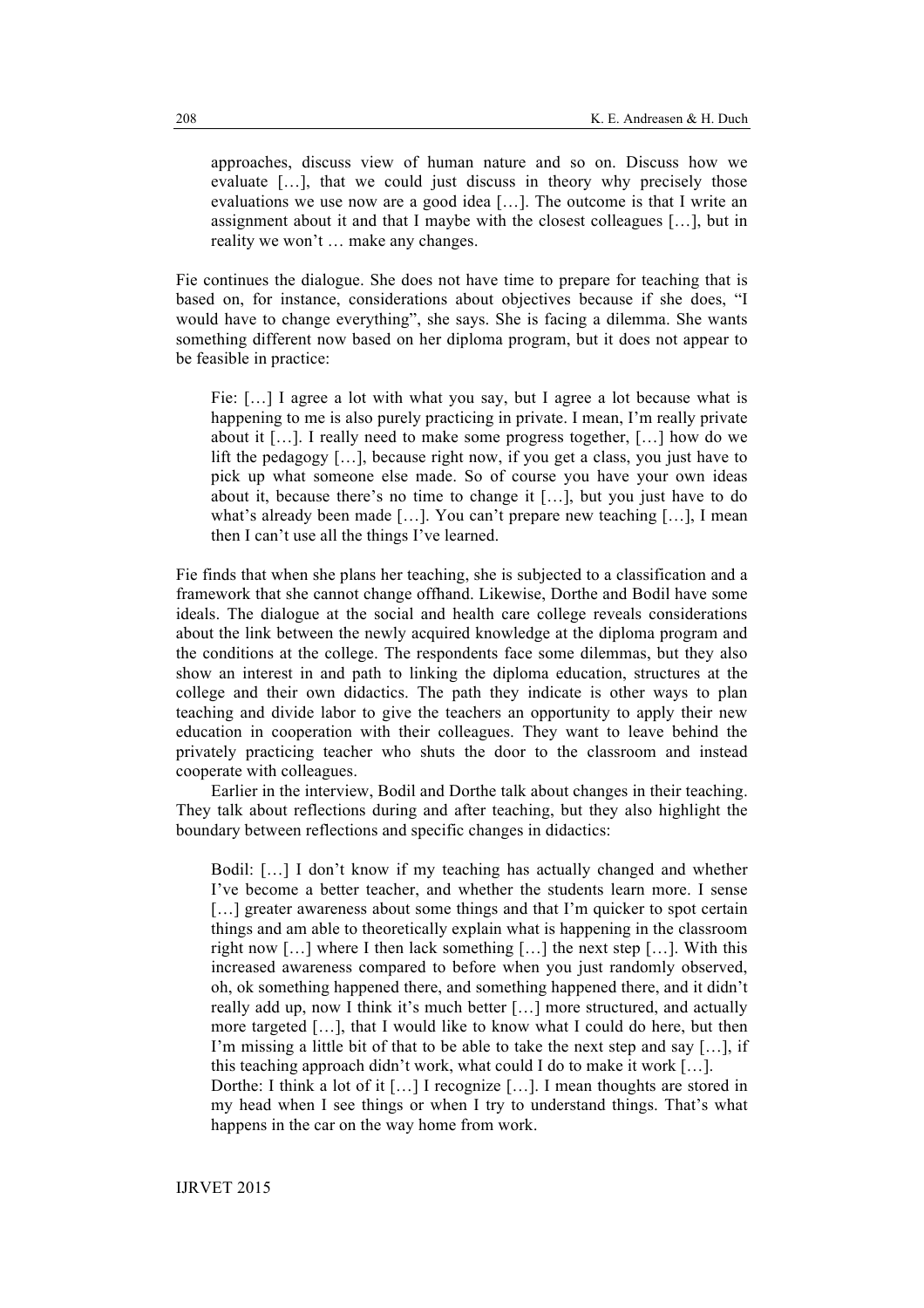> approaches, discuss view of human nature and so on. Discuss how we evaluate […], that we could just discuss in theory why precisely those evaluations we use now are a good idea […]. The outcome is that I write an assignment about it and that I maybe with the closest colleagues […], but in reality we won't … make any changes.

Fie continues the dialogue. She does not have time to prepare for teaching that is based on, for instance, considerations about objectives because if she does, "I would have to change everything", she says. She is facing a dilemma. She wants something different now based on her diploma program, but it does not appear to be feasible in practice:

> Fie: […] I agree a lot with what you say, but I agree a lot because what is happening to me is also purely practicing in private. I mean, I'm really private about it […]. I really need to make some progress together, […] how do we lift the pedagogy […], because right now, if you get a class, you just have to pick up what someone else made. So of course you have your own ideas about it, because there's no time to change it […], but you just have to do what's already been made […]. You can't prepare new teaching […], I mean then I can't use all the things I've learned.

Fie finds that when she plans her teaching, she is subjected to a classification and a framework that she cannot change offhand. Likewise, Dorthe and Bodil have some ideals. The dialogue at the social and health care college reveals considerations about the link between the newly acquired knowledge at the diploma program and the conditions at the college. The respondents face some dilemmas, but they also show an interest in and path to linking the diploma education, structures at the college and their own didactics. The path they indicate is other ways to plan teaching and divide labor to give the teachers an opportunity to apply their new education in cooperation with their colleagues. They want to leave behind the privately practicing teacher who shuts the door to the classroom and instead cooperate with colleagues.

Earlier in the interview, Bodil and Dorthe talk about changes in their teaching. They talk about reflections during and after teaching, but they also highlight the boundary between reflections and specific changes in didactics:

> Bodil: […] I don't know if my teaching has actually changed and whether I've become a better teacher, and whether the students learn more. I sense […] greater awareness about some things and that I'm quicker to spot certain things and am able to theoretically explain what is happening in the classroom right now […] where I then lack something […] the next step […]. With this increased awareness compared to before when you just randomly observed, oh, ok something happened there, and something happened there, and it didn't really add up, now I think it's much better […] more structured, and actually more targeted […], that I would like to know what I could do here, but then I'm missing a little bit of that to be able to take the next step and say […], if this teaching approach didn't work, what could I do to make it work […].
>
> Dorthe: I think a lot of it […] I recognize […]. I mean thoughts are stored in my head when I see things or when I try to understand things. That's what happens in the car on the way home from work.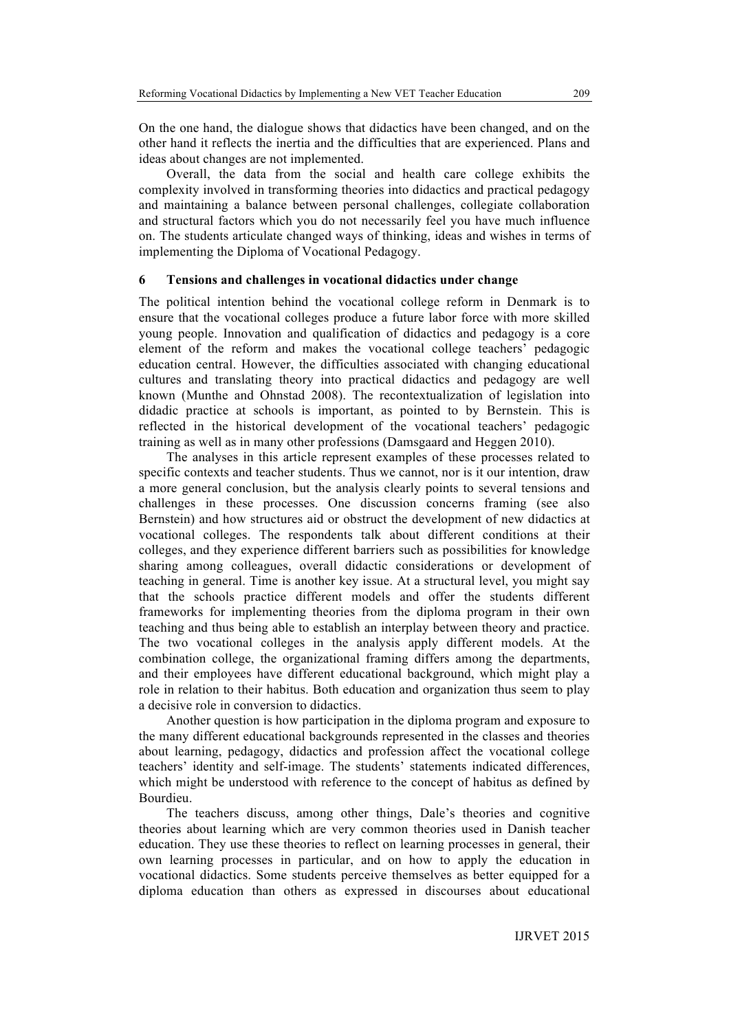On the one hand, the dialogue shows that didactics have been changed, and on the other hand it reflects the inertia and the difficulties that are experienced. Plans and ideas about changes are not implemented.

Overall, the data from the social and health care college exhibits the complexity involved in transforming theories into didactics and practical pedagogy and maintaining a balance between personal challenges, collegiate collaboration and structural factors which you do not necessarily feel you have much influence on. The students articulate changed ways of thinking, ideas and wishes in terms of implementing the Diploma of Vocational Pedagogy.

## 6 Tensions and challenges in vocational didactics under change

The political intention behind the vocational college reform in Denmark is to ensure that the vocational colleges produce a future labor force with more skilled young people. Innovation and qualification of didactics and pedagogy is a core element of the reform and makes the vocational college teachers' pedagogic education central. However, the difficulties associated with changing educational cultures and translating theory into practical didactics and pedagogy are well known (Munthe and Ohnstad 2008). The recontextualization of legislation into didadic practice at schools is important, as pointed to by Bernstein. This is reflected in the historical development of the vocational teachers' pedagogic training as well as in many other professions (Damsgaard and Heggen 2010).

The analyses in this article represent examples of these processes related to specific contexts and teacher students. Thus we cannot, nor is it our intention, draw a more general conclusion, but the analysis clearly points to several tensions and challenges in these processes. One discussion concerns framing (see also Bernstein) and how structures aid or obstruct the development of new didactics at vocational colleges. The respondents talk about different conditions at their colleges, and they experience different barriers such as possibilities for knowledge sharing among colleagues, overall didactic considerations or development of teaching in general. Time is another key issue. At a structural level, you might say that the schools practice different models and offer the students different frameworks for implementing theories from the diploma program in their own teaching and thus being able to establish an interplay between theory and practice. The two vocational colleges in the analysis apply different models. At the combination college, the organizational framing differs among the departments, and their employees have different educational background, which might play a role in relation to their habitus. Both education and organization thus seem to play a decisive role in conversion to didactics.

Another question is how participation in the diploma program and exposure to the many different educational backgrounds represented in the classes and theories about learning, pedagogy, didactics and profession affect the vocational college teachers' identity and self-image. The students' statements indicated differences, which might be understood with reference to the concept of habitus as defined by Bourdieu.

The teachers discuss, among other things, Dale's theories and cognitive theories about learning which are very common theories used in Danish teacher education. They use these theories to reflect on learning processes in general, their own learning processes in particular, and on how to apply the education in vocational didactics. Some students perceive themselves as better equipped for a diploma education than others as expressed in discourses about educational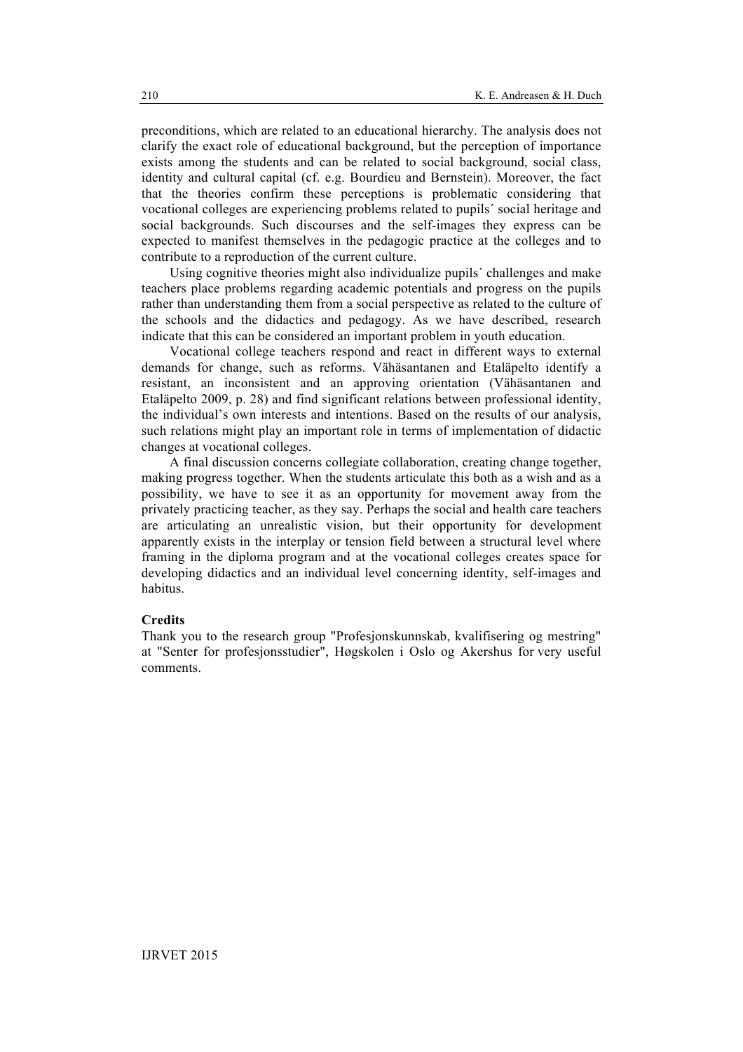preconditions, which are related to an educational hierarchy. The analysis does not clarify the exact role of educational background, but the perception of importance exists among the students and can be related to social background, social class, identity and cultural capital (cf. e.g. Bourdieu and Bernstein). Moreover, the fact that the theories confirm these perceptions is problematic considering that vocational colleges are experiencing problems related to pupils´ social heritage and social backgrounds. Such discourses and the self-images they express can be expected to manifest themselves in the pedagogic practice at the colleges and to contribute to a reproduction of the current culture.

Using cognitive theories might also individualize pupils´ challenges and make teachers place problems regarding academic potentials and progress on the pupils rather than understanding them from a social perspective as related to the culture of the schools and the didactics and pedagogy. As we have described, research indicate that this can be considered an important problem in youth education.

Vocational college teachers respond and react in different ways to external demands for change, such as reforms. Vähäsantanen and Etaläpelto identify a resistant, an inconsistent and an approving orientation (Vähäsantanen and Etaläpelto 2009, p. 28) and find significant relations between professional identity, the individual's own interests and intentions. Based on the results of our analysis, such relations might play an important role in terms of implementation of didactic changes at vocational colleges.

A final discussion concerns collegiate collaboration, creating change together, making progress together. When the students articulate this both as a wish and as a possibility, we have to see it as an opportunity for movement away from the privately practicing teacher, as they say. Perhaps the social and health care teachers are articulating an unrealistic vision, but their opportunity for development apparently exists in the interplay or tension field between a structural level where framing in the diploma program and at the vocational colleges creates space for developing didactics and an individual level concerning identity, self-images and habitus.

**Credits**

Thank you to the research group "Profesjonskunnskab, kvalifisering og mestring" at "Senter for profesjonsstudier", Høgskolen i Oslo og Akershus for very useful comments.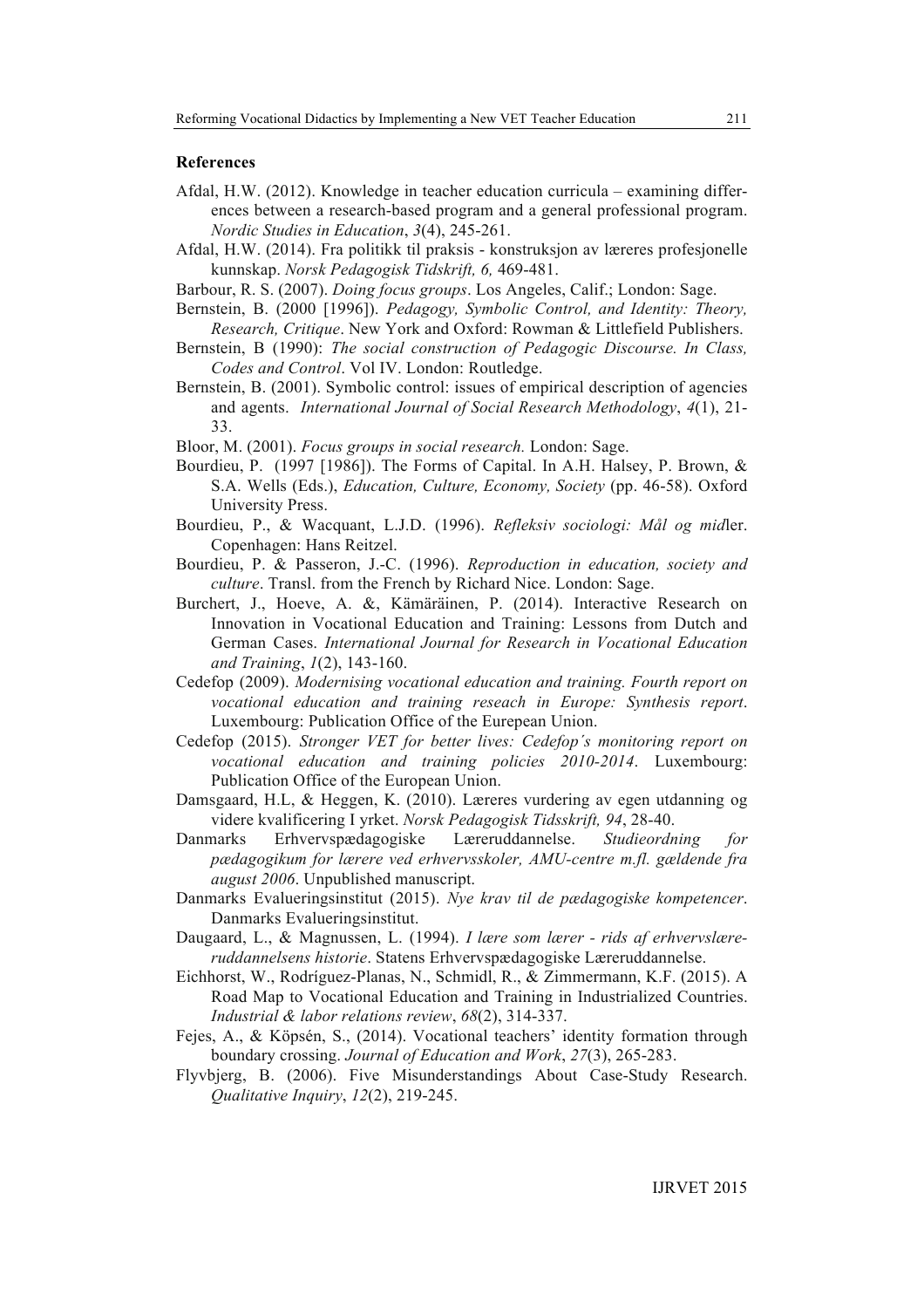**References**

Afdal, H.W. (2012). Knowledge in teacher education curricula – examining differences between a research-based program and a general professional program. *Nordic Studies in Education*, *3*(4), 245-261.

Afdal, H.W. (2014). Fra politikk til praksis - konstruksjon av læreres profesjonelle kunnskap. *Norsk Pedagogisk Tidskrift, 6,* 469-481.

Barbour, R. S. (2007). *Doing focus groups*. Los Angeles, Calif.; London: Sage.

Bernstein, B. (2000 [1996]). *Pedagogy, Symbolic Control, and Identity: Theory, Research, Critique*. New York and Oxford: Rowman & Littlefield Publishers.

Bernstein, B (1990): *The social construction of Pedagogic Discourse. In Class, Codes and Control*. Vol IV. London: Routledge.

Bernstein, B. (2001). Symbolic control: issues of empirical description of agencies and agents. *International Journal of Social Research Methodology*, *4*(1), 21-33.

Bloor, M. (2001). *Focus groups in social research.* London: Sage.

Bourdieu, P. (1997 [1986]). The Forms of Capital. In A.H. Halsey, P. Brown, & S.A. Wells (Eds.), *Education, Culture, Economy, Society* (pp. 46-58). Oxford University Press.

Bourdieu, P., & Wacquant, L.J.D. (1996). *Refleksiv sociologi: Mål og mid*ler. Copenhagen: Hans Reitzel.

Bourdieu, P. & Passeron, J.-C. (1996). *Reproduction in education, society and culture*. Transl. from the French by Richard Nice. London: Sage.

Burchert, J., Hoeve, A. &, Kämäräinen, P. (2014). Interactive Research on Innovation in Vocational Education and Training: Lessons from Dutch and German Cases. *International Journal for Research in Vocational Education and Training*, *1*(2), 143-160.

Cedefop (2009). *Modernising vocational education and training. Fourth report on vocational education and training reseach in Europe: Synthesis report*. Luxembourg: Publication Office of the Eurepean Union.

Cedefop (2015). *Stronger VET for better lives: Cedefop´s monitoring report on vocational education and training policies 2010-2014*. Luxembourg: Publication Office of the European Union.

Damsgaard, H.L, & Heggen, K. (2010). Læreres vurdering av egen utdanning og videre kvalificering I yrket. *Norsk Pedagogisk Tidsskrift, 94*, 28-40.

Danmarks Erhvervspædagogiske Læreruddannelse. *Studieordning for pædagogikum for lærere ved erhvervsskoler, AMU-centre m.fl. gældende fra august 2006*. Unpublished manuscript.

Danmarks Evalueringsinstitut (2015). *Nye krav til de pædagogiske kompetencer*. Danmarks Evalueringsinstitut.

Daugaard, L., & Magnussen, L. (1994). *I lære som lærer - rids af erhvervslæreruddannelsens historie*. Statens Erhvervspædagogiske Læreruddannelse.

Eichhorst, W., Rodríguez-Planas, N., Schmidl, R., & Zimmermann, K.F. (2015). A Road Map to Vocational Education and Training in Industrialized Countries. *Industrial & labor relations review*, *68*(2), 314-337.

Fejes, A., & Köpsén, S., (2014). Vocational teachers' identity formation through boundary crossing. *Journal of Education and Work*, *27*(3), 265-283.

Flyvbjerg, B. (2006). Five Misunderstandings About Case-Study Research. *Qualitative Inquiry*, *12*(2), 219-245.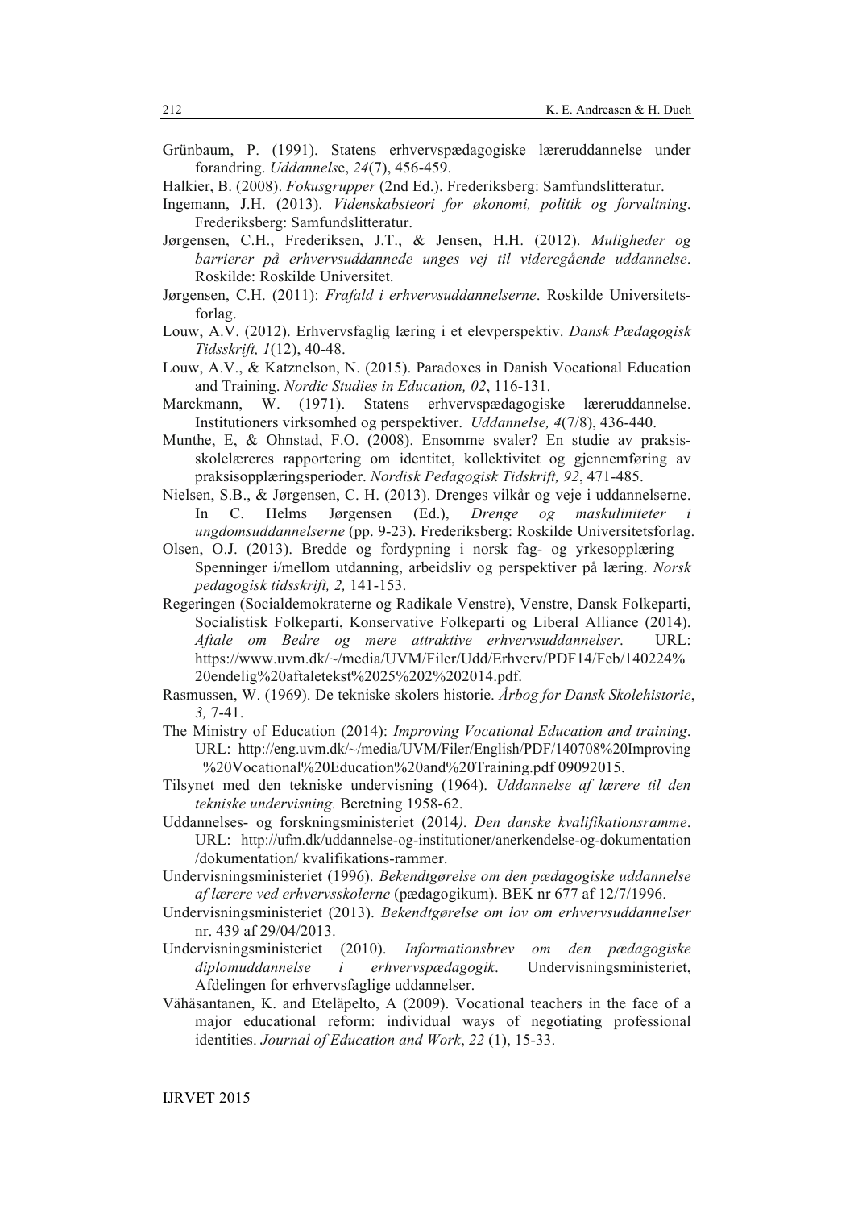Grünbaum, P. (1991). Statens erhvervspædagogiske læreruddannelse under forandring. *Uddannelse*, *24*(7), 456-459.

Halkier, B. (2008). *Fokusgrupper* (2nd Ed.). Frederiksberg: Samfundslitteratur.

Ingemann, J.H. (2013). *Videnskabsteori for økonomi, politik og forvaltning*. Frederiksberg: Samfundslitteratur.

Jørgensen, C.H., Frederiksen, J.T., & Jensen, H.H. (2012). *Muligheder og barrierer på erhvervsuddannede unges vej til videregående uddannelse*. Roskilde: Roskilde Universitet.

Jørgensen, C.H. (2011): *Frafald i erhvervsuddannelserne*. Roskilde Universitetsforlag.

Louw, A.V. (2012). Erhvervsfaglig læring i et elevperspektiv. *Dansk Pædagogisk Tidsskrift, 1*(12), 40-48.

Louw, A.V., & Katznelson, N. (2015). Paradoxes in Danish Vocational Education and Training. *Nordic Studies in Education, 02*, 116-131.

Marckmann, W. (1971). Statens erhvervspædagogiske læreruddannelse. Institutioners virksomhed og perspektiver. *Uddannelse, 4*(7/8), 436-440.

Munthe, E, & Ohnstad, F.O. (2008). Ensomme svaler? En studie av praksisskolelæreres rapportering om identitet, kollektivitet og gjennemføring av praksisopplæringsperioder. *Nordisk Pedagogisk Tidskrift, 92*, 471-485.

Nielsen, S.B., & Jørgensen, C. H. (2013). Drenges vilkår og veje i uddannelserne. In C. Helms Jørgensen (Ed.), *Drenge og maskuliniteter i ungdomsuddannelserne* (pp. 9-23). Frederiksberg: Roskilde Universitetsforlag.

Olsen, O.J. (2013). Bredde og fordypning i norsk fag- og yrkesopplæring – Spenninger i/mellom utdanning, arbeidsliv og perspektiver på læring. *Norsk pedagogisk tidsskrift, 2,* 141-153.

Regeringen (Socialdemokraterne og Radikale Venstre), Venstre, Dansk Folkeparti, Socialistisk Folkeparti, Konservative Folkeparti og Liberal Alliance (2014). *Aftale om Bedre og mere attraktive erhvervsuddannelser*. URL: https://www.uvm.dk/~/media/UVM/Filer/Udd/Erhverv/PDF14/Feb/140224%20endelig%20aftaletekst%2025%202%202014.pdf.

Rasmussen, W. (1969). De tekniske skolers historie. *Årbog for Dansk Skolehistorie*, *3,* 7-41.

The Ministry of Education (2014): *Improving Vocational Education and training*. URL: http://eng.uvm.dk/~/media/UVM/Filer/English/PDF/140708%20Improving%20Vocational%20Education%20and%20Training.pdf 09092015.

Tilsynet med den tekniske undervisning (1964). *Uddannelse af lærere til den tekniske undervisning.* Beretning 1958-62.

Uddannelses- og forskningsministeriet (2014*). Den danske kvalifikationsramme*. URL: http://ufm.dk/uddannelse-og-institutioner/anerkendelse-og-dokumentation/dokumentation/ kvalifikations-rammer.

Undervisningsministeriet (1996). *Bekendtgørelse om den pædagogiske uddannelse af lærere ved erhvervsskolerne* (pædagogikum). BEK nr 677 af 12/7/1996.

Undervisningsministeriet (2013). *Bekendtgørelse om lov om erhvervsuddannelser* nr. 439 af 29/04/2013.

Undervisningsministeriet (2010). *Informationsbrev om den pædagogiske diplomuddannelse i erhvervspædagogik*. Undervisningsministeriet, Afdelingen for erhvervsfaglige uddannelser.

Vähäsantanen, K. and Eteläpelto, A (2009). Vocational teachers in the face of a major educational reform: individual ways of negotiating professional identities. *Journal of Education and Work*, *22* (1), 15-33.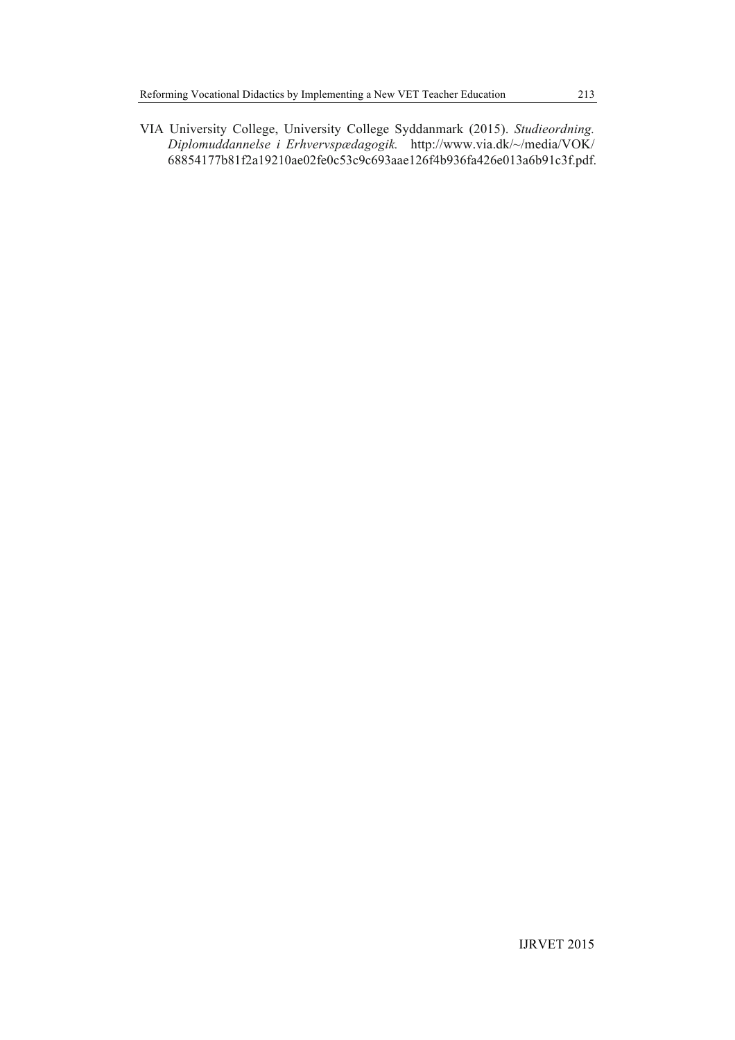VIA University College, University College Syddanmark (2015). *Studieordning. Diplomuddannelse i Erhvervspædagogik.* http://www.via.dk/~/media/VOK/68854177b81f2a19210ae02fe0c53c9c693aae126f4b936fa426e013a6b91c3f.pdf.